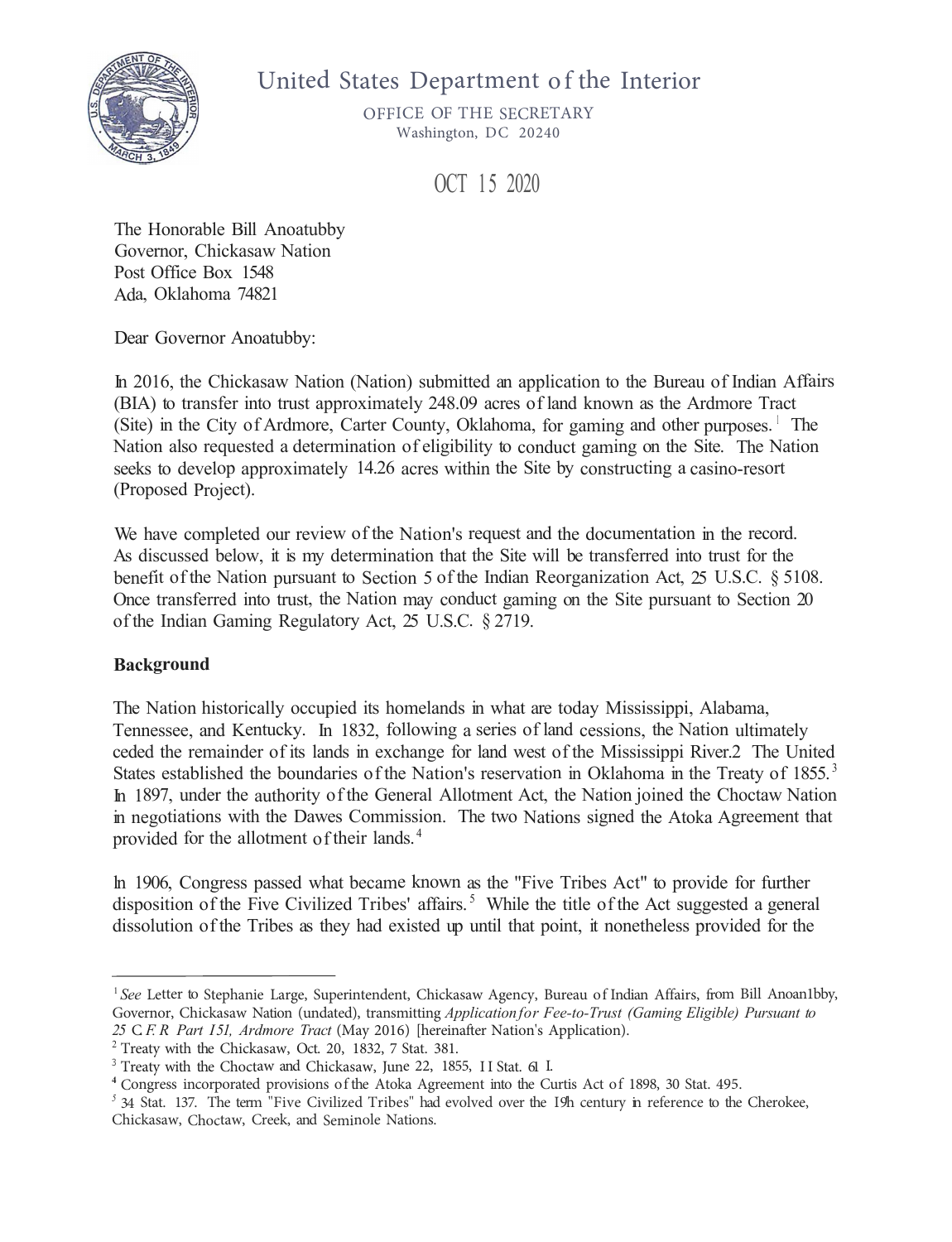# United States Department of the Interior

OFFICE OF THE SECRETARY
Washington, DC 20240

OCT 15 2020

The Honorable Bill Anoatubby
Governor, Chickasaw Nation
Post Office Box 1548
Ada, Oklahoma 74821

Dear Governor Anoatubby:

In 2016, the Chickasaw Nation (Nation) submitted an application to the Bureau of Indian Affairs (BIA) to transfer into trust approximately 248.09 acres of land known as the Ardmore Tract (Site) in the City of Ardmore, Carter County, Oklahoma, for gaming and other purposes.[1] The Nation also requested a determination of eligibility to conduct gaming on the Site. The Nation seeks to develop approximately 14.26 acres within the Site by constructing a casino-resort (Proposed Project).

We have completed our review of the Nation's request and the documentation in the record. As discussed below, it is my determination that the Site will be transferred into trust for the benefit of the Nation pursuant to Section 5 of the Indian Reorganization Act, 25 U.S.C. § 5108. Once transferred into trust, the Nation may conduct gaming on the Site pursuant to Section 20 of the Indian Gaming Regulatory Act, 25 U.S.C. § 2719.

**Background**

The Nation historically occupied its homelands in what are today Mississippi, Alabama, Tennessee, and Kentucky. In 1832, following a series of land cessions, the Nation ultimately ceded the remainder of its lands in exchange for land west of the Mississippi River.[2] The United States established the boundaries of the Nation's reservation in Oklahoma in the Treaty of 1855.[3] In 1897, under the authority of the General Allotment Act, the Nation joined the Choctaw Nation in negotiations with the Dawes Commission. The two Nations signed the Atoka Agreement that provided for the allotment of their lands.[4]

In 1906, Congress passed what became known as the "Five Tribes Act" to provide for further disposition of the Five Civilized Tribes' affairs.[5] While the title of the Act suggested a general dissolution of the Tribes as they had existed up until that point, it nonetheless provided for the

---

[1] *See* Letter to Stephanie Large, Superintendent, Chickasaw Agency, Bureau of Indian Affairs, from Bill Anoan1bby, Governor, Chickasaw Nation (undated), transmitting *Application for Fee-to-Trust (Gaming Eligible) Pursuant to 25 C.F.R Part 151, Ardmore Tract* (May 2016) [hereinafter Nation's Application].

[2] Treaty with the Chickasaw, Oct. 20, 1832, 7 Stat. 381.

[3] Treaty with the Choctaw and Chickasaw, June 22, 1855, 11 Stat. 611.

[4] Congress incorporated provisions of the Atoka Agreement into the Curtis Act of 1898, 30 Stat. 495.

[5] 34 Stat. 137. The term "Five Civilized Tribes" had evolved over the 19th century in reference to the Cherokee, Chickasaw, Choctaw, Creek, and Seminole Nations.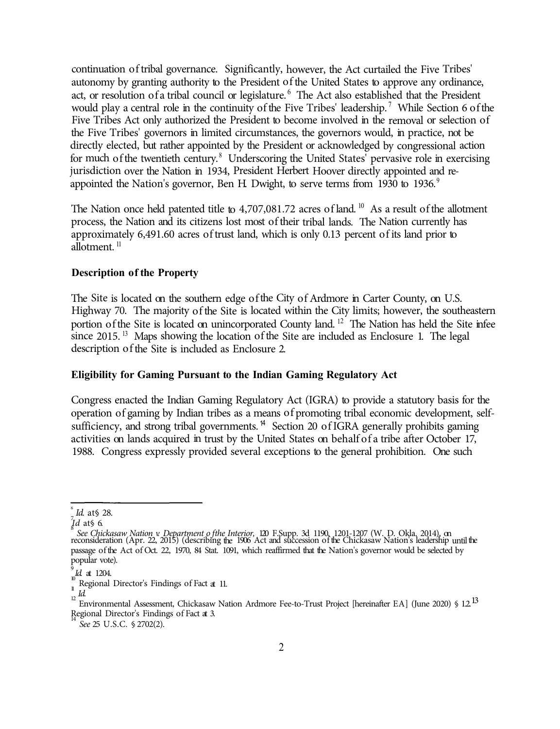continuation of tribal governance. Significantly, however, the Act curtailed the Five Tribes' autonomy by granting authority to the President of the United States to approve any ordinance, act, or resolution of a tribal council or legislature.[6] The Act also established that the President would play a central role in the continuity of the Five Tribes' leadership.[7] While Section 6 of the Five Tribes Act only authorized the President to become involved in the removal or selection of the Five Tribes' governors in limited circumstances, the governors would, in practice, not be directly elected, but rather appointed by the President or acknowledged by congressional action for much of the twentieth century.[8] Underscoring the United States' pervasive role in exercising jurisdiction over the Nation in 1934, President Herbert Hoover directly appointed and re-appointed the Nation's governor, Ben H. Dwight, to serve terms from 1930 to 1936.[9]

The Nation once held patented title to 4,707,081.72 acres of land.[10] As a result of the allotment process, the Nation and its citizens lost most of their tribal lands. The Nation currently has approximately 6,491.60 acres of trust land, which is only 0.13 percent of its land prior to allotment.[11]

### Description of the Property

The Site is located on the southern edge of the City of Ardmore in Carter County, on U.S. Highway 70. The majority of the Site is located within the City limits; however, the southeastern portion of the Site is located on unincorporated County land.[12] The Nation has held the Site in fee since 2015.[13] Maps showing the location of the Site are included as Enclosure 1. The legal description of the Site is included as Enclosure 2.

### Eligibility for Gaming Pursuant to the Indian Gaming Regulatory Act

Congress enacted the Indian Gaming Regulatory Act (IGRA) to provide a statutory basis for the operation of gaming by Indian tribes as a means of promoting tribal economic development, self-sufficiency, and strong tribal governments.[14] Section 20 of IGRA generally prohibits gaming activities on lands acquired in trust by the United States on behalf of a tribe after October 17, 1988. Congress expressly provided several exceptions to the general prohibition. One such

---

[6] *Id.* at § 28.

[7] *Id* at § 6.

[8] *See Chickasaw Nation v. Department of the Interior,* 120 F.Supp. 3d 1190, 1201-1207 (W. D. Okla. 2014), on reconsideration (Apr. 22, 2015) (describing the 1906 Act and succession of the Chickasaw Nation's leadership until the passage of the Act of Oct. 22, 1970, 84 Stat. 1091, which reaffirmed that the Nation's governor would be selected by popular vote).

[9] *Id.* at 1204.

[10] Regional Director's Findings of Fact at 11.

[11] *Id.*

[12] Environmental Assessment, Chickasaw Nation Ardmore Fee-to-Trust Project [hereinafter EA] (June 2020) § 1.2.

[13] Regional Director's Findings of Fact at 3.

[14] *See* 25 U.S.C. § 2702(2).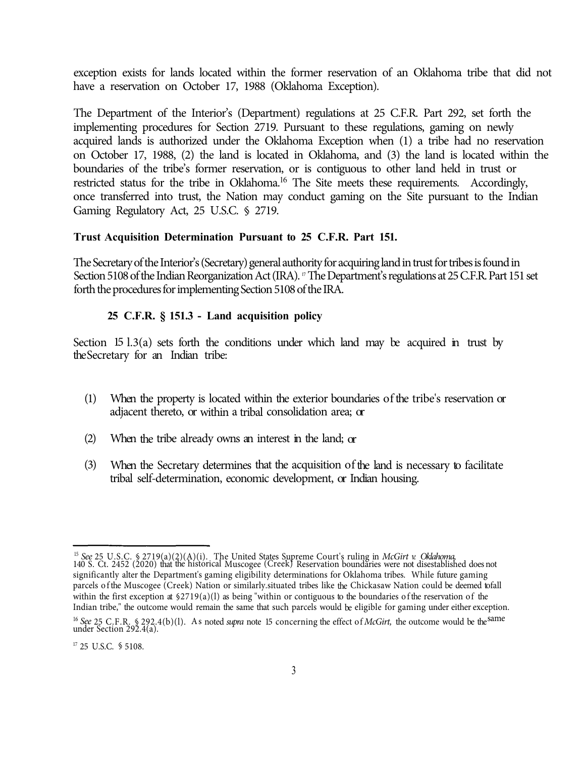exception exists for lands located within the former reservation of an Oklahoma tribe that did not have a reservation on October 17, 1988 (Oklahoma Exception).

The Department of the Interior's (Department) regulations at 25 C.F.R. Part 292, set forth the implementing procedures for Section 2719. Pursuant to these regulations, gaming on newly acquired lands is authorized under the Oklahoma Exception when (1) a tribe had no reservation on October 17, 1988, (2) the land is located in Oklahoma, and (3) the land is located within the boundaries of the tribe's former reservation, or is contiguous to other land held in trust or restricted status for the tribe in Oklahoma.[16] The Site meets these requirements. Accordingly, once transferred into trust, the Nation may conduct gaming on the Site pursuant to the Indian Gaming Regulatory Act, 25 U.S.C. § 2719.

**Trust Acquisition Determination Pursuant to 25 C.F.R. Part 151.**

The Secretary of the Interior's (Secretary) general authority for acquiring land in trust for tribes is found in Section 5108 of the Indian Reorganization Act (IRA).[17] The Department's regulations at 25 C.F.R. Part 151 set forth the procedures for implementing Section 5108 of the IRA.

**25 C.F.R. § 151.3 - Land acquisition policy**

Section 151.3(a) sets forth the conditions under which land may be acquired in trust by the Secretary for an Indian tribe:

(1) When the property is located within the exterior boundaries of the tribe's reservation or adjacent thereto, or within a tribal consolidation area; or

(2) When the tribe already owns an interest in the land; or

(3) When the Secretary determines that the acquisition of the land is necessary to facilitate tribal self-determination, economic development, or Indian housing.

---

[15] *See* 25 U.S.C. § 2719(a)(2)(A)(i). The United States Supreme Court's ruling in *McGirt v. Oklahoma*, 140 S. Ct. 2452 (2020) that the historical Muscogee (Creek) Reservation boundaries were not disestablished does not significantly alter the Department's gaming eligibility determinations for Oklahoma tribes. While future gaming parcels of the Muscogee (Creek) Nation or similarly situated tribes like the Chickasaw Nation could be deemed to fall within the first exception at §2719(a)(1) as being "within or contiguous to the boundaries of the reservation of the Indian tribe," the outcome would remain the same that such parcels would be eligible for gaming under either exception.

[16] *See* 25 C.F.R. § 292.4(b)(1). As noted *supra* note 15 concerning the effect of *McGirt*, the outcome would be the same under Section 292.4(a).

[17] 25 U.S.C. § 5108.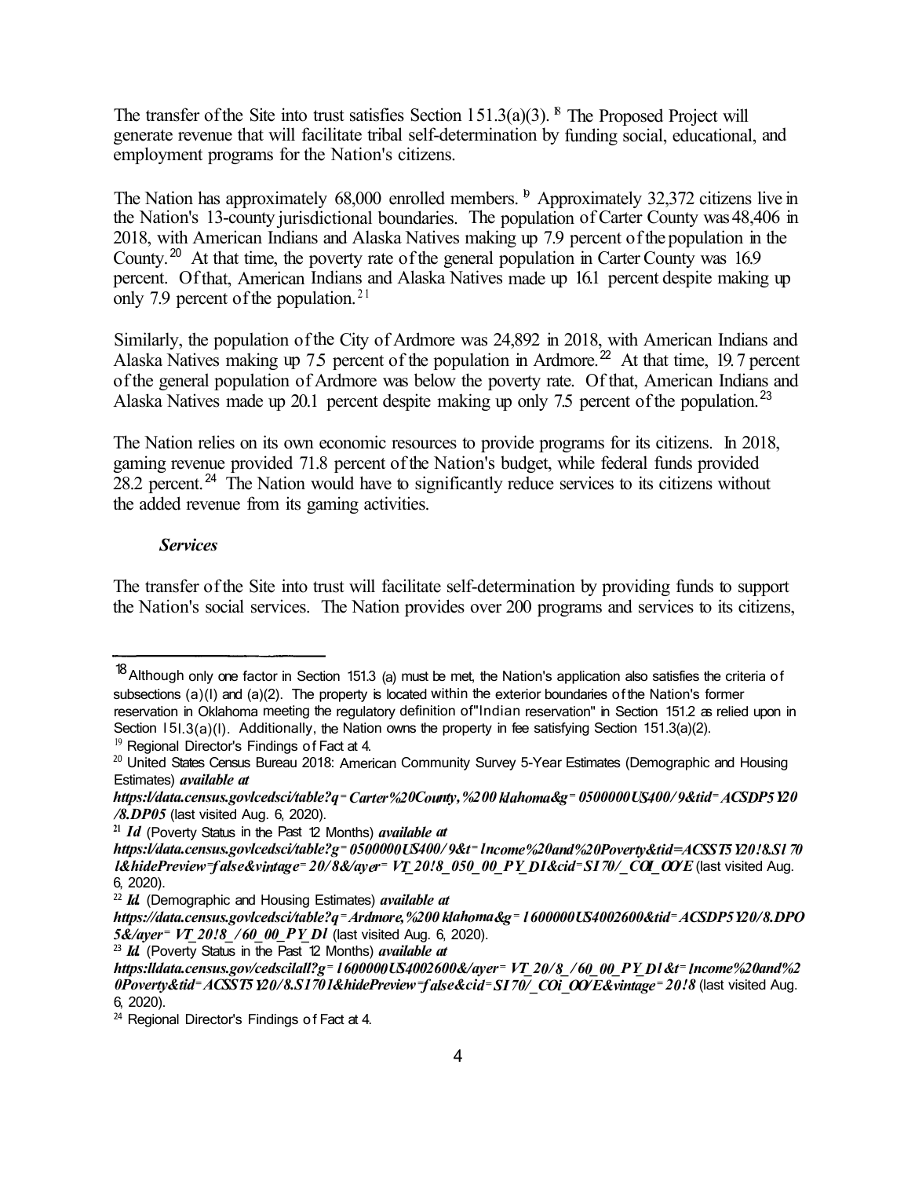The transfer of the Site into trust satisfies Section 151.3(a)(3).[18] The Proposed Project will generate revenue that will facilitate tribal self-determination by funding social, educational, and employment programs for the Nation's citizens.

The Nation has approximately 68,000 enrolled members.[19] Approximately 32,372 citizens live in the Nation's 13-county jurisdictional boundaries. The population of Carter County was 48,406 in 2018, with American Indians and Alaska Natives making up 7.9 percent of the population in the County.[20] At that time, the poverty rate of the general population in Carter County was 16.9 percent. Of that, American Indians and Alaska Natives made up 16.1 percent despite making up only 7.9 percent of the population.[21]

Similarly, the population of the City of Ardmore was 24,892 in 2018, with American Indians and Alaska Natives making up 7.5 percent of the population in Ardmore.[22] At that time, 19.7 percent of the general population of Ardmore was below the poverty rate. Of that, American Indians and Alaska Natives made up 20.1 percent despite making up only 7.5 percent of the population.[23]

The Nation relies on its own economic resources to provide programs for its citizens. In 2018, gaming revenue provided 71.8 percent of the Nation's budget, while federal funds provided 28.2 percent.[24] The Nation would have to significantly reduce services to its citizens without the added revenue from its gaming activities.

***Services***

The transfer of the Site into trust will facilitate self-determination by providing funds to support the Nation's social services. The Nation provides over 200 programs and services to its citizens,

---

[18] Although only one factor in Section 151.3 (a) must be met, the Nation's application also satisfies the criteria of subsections (a)(l) and (a)(2). The property is located within the exterior boundaries of the Nation's former reservation in Oklahoma meeting the regulatory definition of "Indian reservation" in Section 151.2 as relied upon in Section 151.3(a)(l). Additionally, the Nation owns the property in fee satisfying Section 151.3(a)(2).

[19] Regional Director's Findings of Fact at 4.

[20] United States Census Bureau 2018: American Community Survey 5-Year Estimates (Demographic and Housing Estimates) ***available at*** ***https:l/data.census.govlcedsci/table?q=Carter%20County,%200klahoma&g=0500000US400/9&tid=ACSDP5Y20/8.DP05*** (last visited Aug. 6, 2020).

[21] ***Id*** (Poverty Status in the Past 12 Months) ***available at*** ***https:l/data.census.govlcedsci/table?g=0500000US400/9&t=lncome%20and%20Poverty&tid=ACSST5Y20!8.S170l&hidePreview=false&vintage=20/8&layer=VT_20!8_050_00_PY_DI&cid=SI70/_COI_OO/E*** (last visited Aug. 6, 2020).

[22] ***Id.*** (Demographic and Housing Estimates) ***available at*** ***https://data.census.govlcedsci/table?q=Ardmore,%200klahoma&g=1600000US4002600&tid=ACSDP5Y20/8.DPO5&layer=VT_20!8_/60_00_PY_Dl*** (last visited Aug. 6, 2020).

[23] ***Id.*** (Poverty Status in the Past 12 Months) ***available at*** ***https:lldata.census.gov/cedscilall?g=1600000US4002600&layer=VT_20/8_/60_00_PY_D1&t=lncome%20and%20Poverty&tid=ACSST5Y20/8.S1701&hidePreview=false&cid=SI70/_COi_OO/E&vintage=20!8*** (last visited Aug. 6, 2020).

[24] Regional Director's Findings of Fact at 4.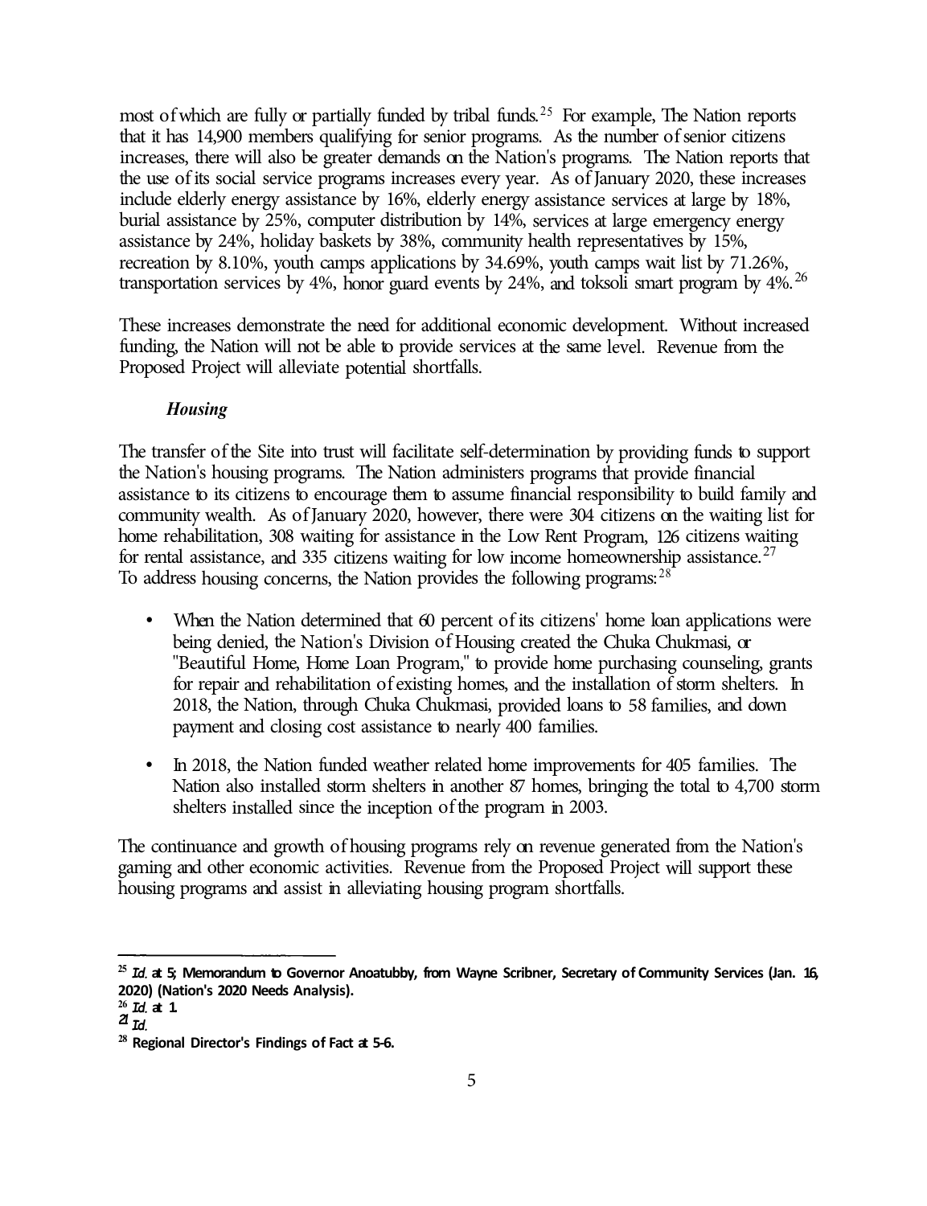most of which are fully or partially funded by tribal funds.[25] For example, The Nation reports that it has 14,900 members qualifying for senior programs. As the number of senior citizens increases, there will also be greater demands on the Nation's programs. The Nation reports that the use of its social service programs increases every year. As of January 2020, these increases include elderly energy assistance by 16%, elderly energy assistance services at large by 18%, burial assistance by 25%, computer distribution by 14%, services at large emergency energy assistance by 24%, holiday baskets by 38%, community health representatives by 15%, recreation by 8.10%, youth camps applications by 34.69%, youth camps wait list by 71.26%, transportation services by 4%, honor guard events by 24%, and toksoli smart program by 4%.[26]

These increases demonstrate the need for additional economic development. Without increased funding, the Nation will not be able to provide services at the same level. Revenue from the Proposed Project will alleviate potential shortfalls.

***Housing***

The transfer of the Site into trust will facilitate self-determination by providing funds to support the Nation's housing programs. The Nation administers programs that provide financial assistance to its citizens to encourage them to assume financial responsibility to build family and community wealth. As of January 2020, however, there were 304 citizens on the waiting list for home rehabilitation, 308 waiting for assistance in the Low Rent Program, 126 citizens waiting for rental assistance, and 335 citizens waiting for low income homeownership assistance.[27] To address housing concerns, the Nation provides the following programs:[28]

- When the Nation determined that 60 percent of its citizens' home loan applications were being denied, the Nation's Division of Housing created the Chuka Chukmasi, or "Beautiful Home, Home Loan Program," to provide home purchasing counseling, grants for repair and rehabilitation of existing homes, and the installation of storm shelters. In 2018, the Nation, through Chuka Chukmasi, provided loans to 58 families, and down payment and closing cost assistance to nearly 400 families.
- In 2018, the Nation funded weather related home improvements for 405 families. The Nation also installed storm shelters in another 87 homes, bringing the total to 4,700 storm shelters installed since the inception of the program in 2003.

The continuance and growth of housing programs rely on revenue generated from the Nation's gaming and other economic activities. Revenue from the Proposed Project will support these housing programs and assist in alleviating housing program shortfalls.

---

[25] *Id.* at 5; Memorandum to Governor Anoatubby, from Wayne Scribner, Secretary of Community Services (Jan. 16, 2020) (Nation's 2020 Needs Analysis).

[26] *Id.* at 1.

[27] *Id.*

[28] Regional Director's Findings of Fact at 5-6.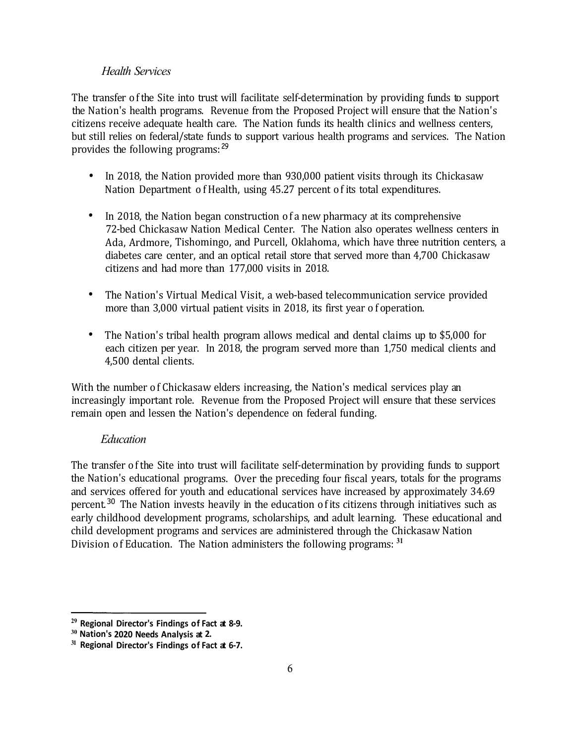*Health Services*

The transfer of the Site into trust will facilitate self-determination by providing funds to support the Nation's health programs. Revenue from the Proposed Project will ensure that the Nation's citizens receive adequate health care. The Nation funds its health clinics and wellness centers, but still relies on federal/state funds to support various health programs and services. The Nation provides the following programs:[29]

- In 2018, the Nation provided more than 930,000 patient visits through its Chickasaw Nation Department of Health, using 45.27 percent of its total expenditures.

- In 2018, the Nation began construction of a new pharmacy at its comprehensive 72-bed Chickasaw Nation Medical Center. The Nation also operates wellness centers in Ada, Ardmore, Tishomingo, and Purcell, Oklahoma, which have three nutrition centers, a diabetes care center, and an optical retail store that served more than 4,700 Chickasaw citizens and had more than 177,000 visits in 2018.

- The Nation's Virtual Medical Visit, a web-based telecommunication service provided more than 3,000 virtual patient visits in 2018, its first year of operation.

- The Nation's tribal health program allows medical and dental claims up to $5,000 for each citizen per year. In 2018, the program served more than 1,750 medical clients and 4,500 dental clients.

With the number of Chickasaw elders increasing, the Nation's medical services play an increasingly important role. Revenue from the Proposed Project will ensure that these services remain open and lessen the Nation's dependence on federal funding.

*Education*

The transfer of the Site into trust will facilitate self-determination by providing funds to support the Nation's educational programs. Over the preceding four fiscal years, totals for the programs and services offered for youth and educational services have increased by approximately 34.69 percent.[30] The Nation invests heavily in the education of its citizens through initiatives such as early childhood development programs, scholarships, and adult learning. These educational and child development programs and services are administered through the Chickasaw Nation Division of Education. The Nation administers the following programs:[31]

---

[29] Regional Director's Findings of Fact at 8-9.

[30] Nation's 2020 Needs Analysis at 2.

[31] Regional Director's Findings of Fact at 6-7.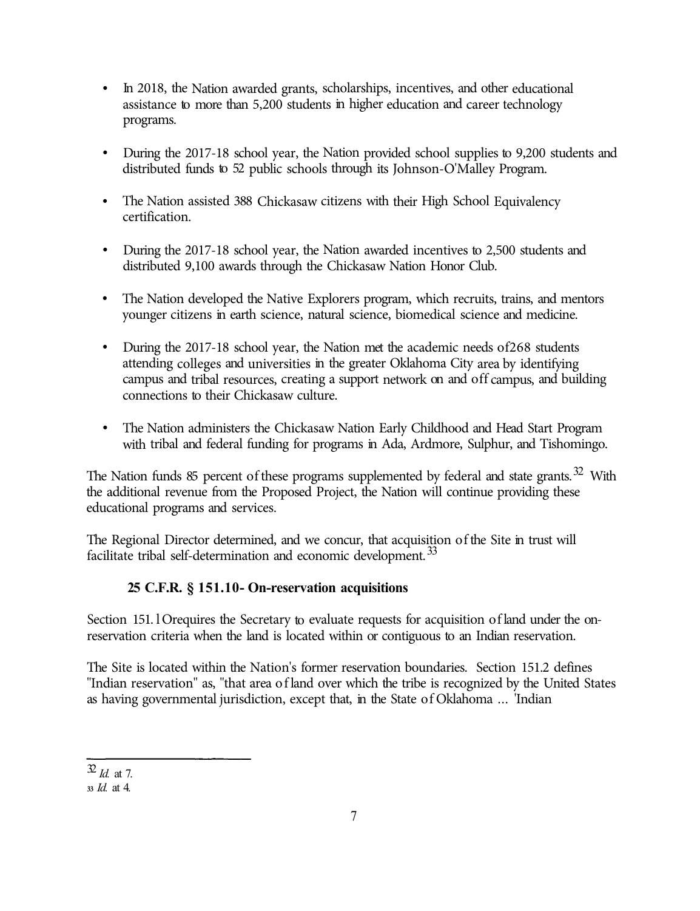- In 2018, the Nation awarded grants, scholarships, incentives, and other educational assistance to more than 5,200 students in higher education and career technology programs.

- During the 2017-18 school year, the Nation provided school supplies to 9,200 students and distributed funds to 52 public schools through its Johnson-O'Malley Program.

- The Nation assisted 388 Chickasaw citizens with their High School Equivalency certification.

- During the 2017-18 school year, the Nation awarded incentives to 2,500 students and distributed 9,100 awards through the Chickasaw Nation Honor Club.

- The Nation developed the Native Explorers program, which recruits, trains, and mentors younger citizens in earth science, natural science, biomedical science and medicine.

- During the 2017-18 school year, the Nation met the academic needs of 268 students attending colleges and universities in the greater Oklahoma City area by identifying campus and tribal resources, creating a support network on and off campus, and building connections to their Chickasaw culture.

- The Nation administers the Chickasaw Nation Early Childhood and Head Start Program with tribal and federal funding for programs in Ada, Ardmore, Sulphur, and Tishomingo.

The Nation funds 85 percent of these programs supplemented by federal and state grants.[32] With the additional revenue from the Proposed Project, the Nation will continue providing these educational programs and services.

The Regional Director determined, and we concur, that acquisition of the Site in trust will facilitate tribal self-determination and economic development.[33]

### 25 C.F.R. § 151.10- On-reservation acquisitions

Section 151.10 requires the Secretary to evaluate requests for acquisition of land under the on-reservation criteria when the land is located within or contiguous to an Indian reservation.

The Site is located within the Nation's former reservation boundaries. Section 151.2 defines "Indian reservation" as, "that area of land over which the tribe is recognized by the United States as having governmental jurisdiction, except that, in the State of Oklahoma ... 'Indian

---

[32] *Id.* at 7.

[33] *Id.* at 4.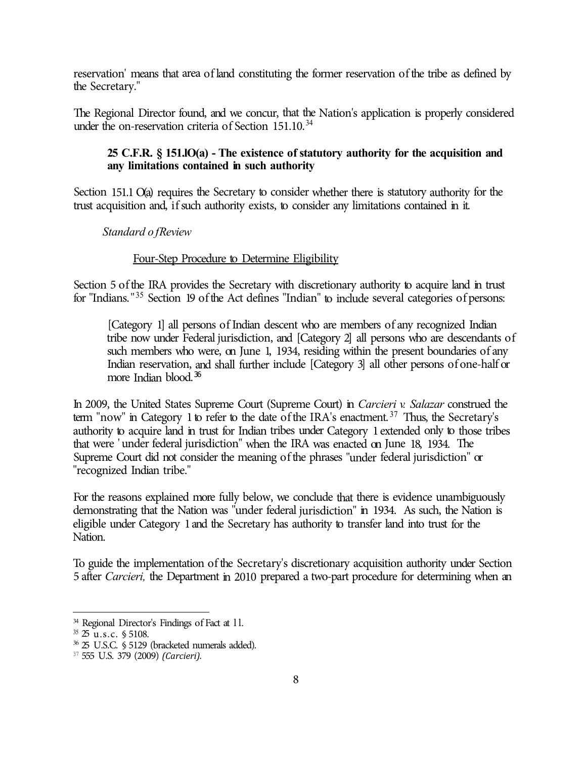reservation' means that area of land constituting the former reservation of the tribe as defined by the Secretary."

The Regional Director found, and we concur, that the Nation's application is properly considered under the on-reservation criteria of Section 151.10.[34]

**25 C.F.R. § 151.lO(a) - The existence of statutory authority for the acquisition and any limitations contained in such authority**

Section 151.1 O(a) requires the Secretary to consider whether there is statutory authority for the trust acquisition and, if such authority exists, to consider any limitations contained in it.

*Standard of Review*

Four-Step Procedure to Determine Eligibility

Section 5 of the IRA provides the Secretary with discretionary authority to acquire land in trust for "Indians."[35] Section 19 of the Act defines "Indian" to include several categories of persons:

> [Category 1] all persons of Indian descent who are members of any recognized Indian tribe now under Federal jurisdiction, and [Category 2] all persons who are descendants of such members who were, on June 1, 1934, residing within the present boundaries of any Indian reservation, and shall further include [Category 3] all other persons of one-half or more Indian blood.[36]

In 2009, the United States Supreme Court (Supreme Court) in *Carcieri v. Salazar* construed the term "now" in Category 1 to refer to the date of the IRA's enactment.[37] Thus, the Secretary's authority to acquire land in trust for Indian tribes under Category 1 extended only to those tribes that were 'under federal jurisdiction" when the IRA was enacted on June 18, 1934. The Supreme Court did not consider the meaning of the phrases "under federal jurisdiction" or "recognized Indian tribe."

For the reasons explained more fully below, we conclude that there is evidence unambiguously demonstrating that the Nation was "under federal jurisdiction" in 1934. As such, the Nation is eligible under Category 1 and the Secretary has authority to transfer land into trust for the Nation.

To guide the implementation of the Secretary's discretionary acquisition authority under Section 5 after *Carcieri,* the Department in 2010 prepared a two-part procedure for determining when an

---

[34] Regional Director's Findings of Fact at 11.

[35] 25 U.S.C. § 5108.

[36] 25 U.S.C. § 5129 (bracketed numerals added).

[37] 555 U.S. 379 (2009) *(Carcieri).*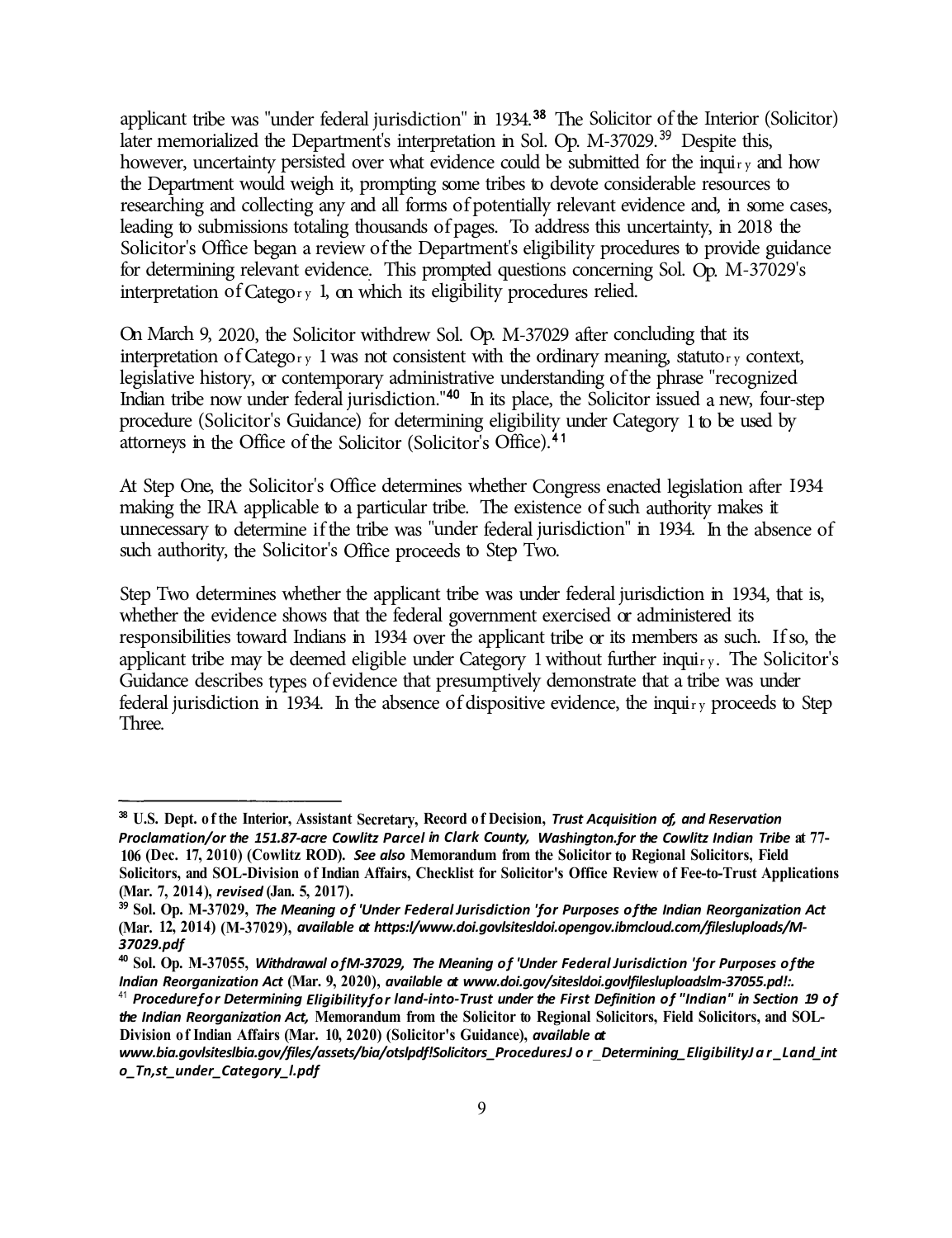applicant tribe was "under federal jurisdiction" in 1934.[38] The Solicitor of the Interior (Solicitor) later memorialized the Department's interpretation in Sol. Op. M-37029.[39] Despite this, however, uncertainty persisted over what evidence could be submitted for the inquiry and how the Department would weigh it, prompting some tribes to devote considerable resources to researching and collecting any and all forms of potentially relevant evidence and, in some cases, leading to submissions totaling thousands of pages. To address this uncertainty, in 2018 the Solicitor's Office began a review of the Department's eligibility procedures to provide guidance for determining relevant evidence. This prompted questions concerning Sol. Op. M-37029's interpretation of Category 1, on which its eligibility procedures relied.

On March 9, 2020, the Solicitor withdrew Sol. Op. M-37029 after concluding that its interpretation of Category 1 was not consistent with the ordinary meaning, statutory context, legislative history, or contemporary administrative understanding of the phrase "recognized Indian tribe now under federal jurisdiction."[40] In its place, the Solicitor issued a new, four-step procedure (Solicitor's Guidance) for determining eligibility under Category 1 to be used by attorneys in the Office of the Solicitor (Solicitor's Office).[41]

At Step One, the Solicitor's Office determines whether Congress enacted legislation after 1934 making the IRA applicable to a particular tribe. The existence of such authority makes it unnecessary to determine if the tribe was "under federal jurisdiction" in 1934. In the absence of such authority, the Solicitor's Office proceeds to Step Two.

Step Two determines whether the applicant tribe was under federal jurisdiction in 1934, that is, whether the evidence shows that the federal government exercised or administered its responsibilities toward Indians in 1934 over the applicant tribe or its members as such. If so, the applicant tribe may be deemed eligible under Category 1 without further inquiry. The Solicitor's Guidance describes types of evidence that presumptively demonstrate that a tribe was under federal jurisdiction in 1934. In the absence of dispositive evidence, the inquiry proceeds to Step Three.

---

[38] **U.S. Dept. of the Interior, Assistant Secretary, Record of Decision,** ***Trust Acquisition of, and Reservation Proclamation/or the 151.87-acre Cowlitz Parcel in Clark County, Washington.for the Cowlitz Indian Tribe*** **at 77-106 (Dec. 17, 2010) (Cowlitz ROD).** ***See also*** **Memorandum from the Solicitor to Regional Solicitors, Field Solicitors, and SOL-Division of Indian Affairs, Checklist for Solicitor's Office Review of Fee-to-Trust Applications (Mar. 7, 2014),** ***revised*** **(Jan. 5, 2017).**

[39] **Sol. Op. M-37029,** ***The Meaning of 'Under Federal Jurisdiction 'for Purposes of the Indian Reorganization Act*** **(Mar. 12, 2014) (M-37029),** ***available at https:l/www.doi.govlsitesldoi.opengov.ibmcloud.com/filesluploads/M-37029.pdf***

[40] **Sol. Op. M-37055,** ***Withdrawal of M-37029, The Meaning of 'Under Federal Jurisdiction 'for Purposes of the Indian Reorganization Act*** **(Mar. 9, 2020),** ***available at www.doi.gov/sitesldoi.govlfilesluploadslm-37055.pd!:.***

[41] ***Procedure for Determining Eligibility for land-into-Trust under the First Definition of "Indian" in Section 19 of the Indian Reorganization Act,*** **Memorandum from the Solicitor to Regional Solicitors, Field Solicitors, and SOL-Division of Indian Affairs (Mar. 10, 2020) (Solicitor's Guidance),** ***available at www.bia.govlsiteslbia.gov/files/assets/bia/otslpdf!Solicitors_ProceduresJor_Determining_EligibilityJar_Land_into_Tn,st_under_Category_l.pdf***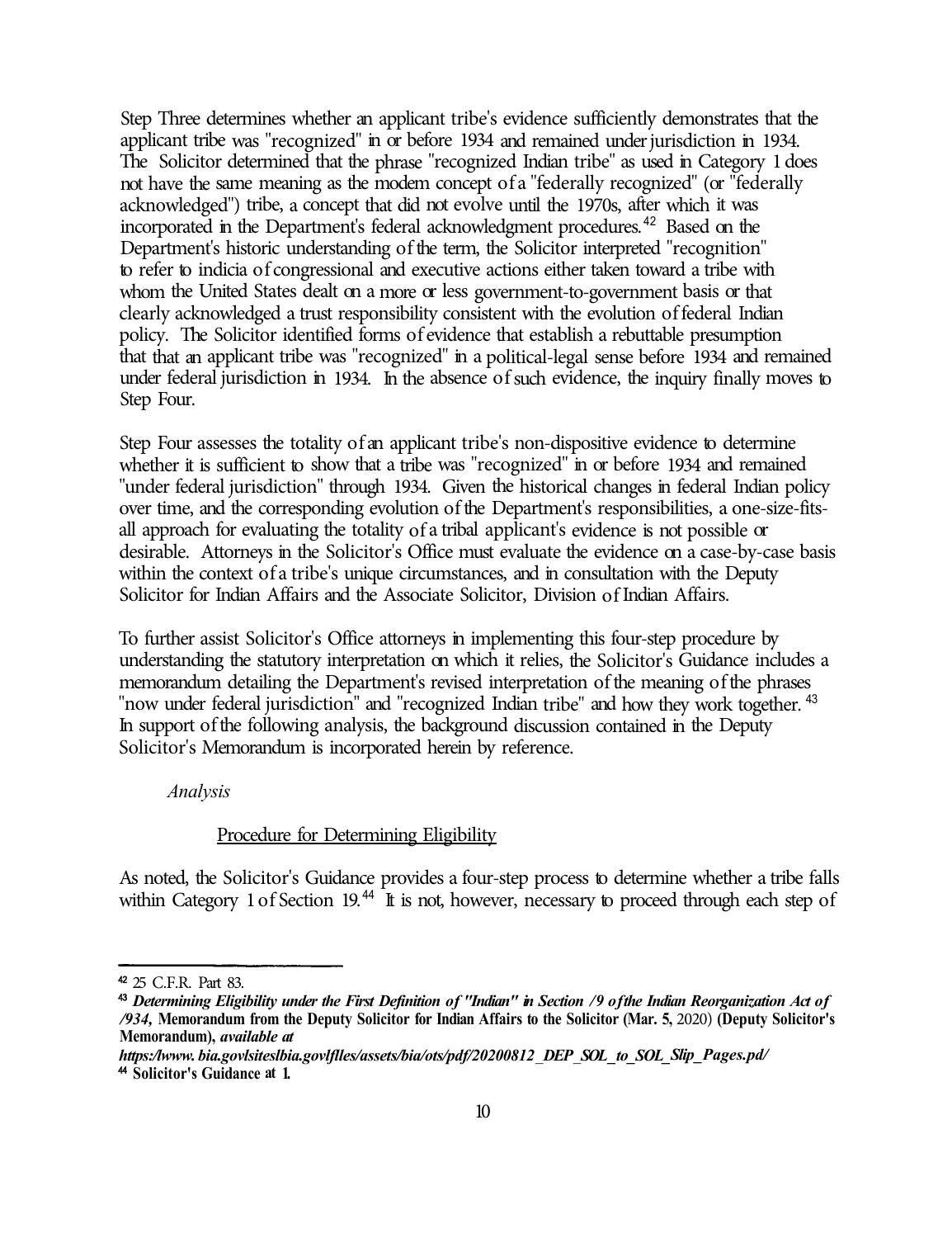Step Three determines whether an applicant tribe's evidence sufficiently demonstrates that the applicant tribe was "recognized" in or before 1934 and remained under jurisdiction in 1934. The Solicitor determined that the phrase "recognized Indian tribe" as used in Category 1 does not have the same meaning as the modem concept of a "federally recognized" (or "federally acknowledged") tribe, a concept that did not evolve until the 1970s, after which it was incorporated in the Department's federal acknowledgment procedures.[42] Based on the Department's historic understanding of the term, the Solicitor interpreted "recognition" to refer to indicia of congressional and executive actions either taken toward a tribe with whom the United States dealt on a more or less government-to-government basis or that clearly acknowledged a trust responsibility consistent with the evolution of federal Indian policy. The Solicitor identified forms of evidence that establish a rebuttable presumption that that an applicant tribe was "recognized" in a political-legal sense before 1934 and remained under federal jurisdiction in 1934. In the absence of such evidence, the inquiry finally moves to Step Four.

Step Four assesses the totality of an applicant tribe's non-dispositive evidence to determine whether it is sufficient to show that a tribe was "recognized" in or before 1934 and remained "under federal jurisdiction" through 1934. Given the historical changes in federal Indian policy over time, and the corresponding evolution of the Department's responsibilities, a one-size-fits-all approach for evaluating the totality of a tribal applicant's evidence is not possible or desirable. Attorneys in the Solicitor's Office must evaluate the evidence on a case-by-case basis within the context of a tribe's unique circumstances, and in consultation with the Deputy Solicitor for Indian Affairs and the Associate Solicitor, Division of Indian Affairs.

To further assist Solicitor's Office attorneys in implementing this four-step procedure by understanding the statutory interpretation on which it relies, the Solicitor's Guidance includes a memorandum detailing the Department's revised interpretation of the meaning of the phrases "now under federal jurisdiction" and "recognized Indian tribe" and how they work together.[43] In support of the following analysis, the background discussion contained in the Deputy Solicitor's Memorandum is incorporated herein by reference.

*Analysis*

<u>Procedure for Determining Eligibility</u>

As noted, the Solicitor's Guidance provides a four-step process to determine whether a tribe falls within Category 1 of Section 19.[44] It is not, however, necessary to proceed through each step of

---

[42] 25 C.F.R. Part 83.

[43] ***Determining Eligibility under the First Definition of "Indian" in Section /9 of the Indian Reorganization Act of /934,*** **Memorandum from the Deputy Solicitor for Indian Affairs to the Solicitor (Mar. 5,** 2020) **(Deputy Solicitor's Memorandum),** ***available at https:/lwww. bia.govlsiteslbia.govlflles/assets/bia/ots/pdf/20200812_DEP_SOL_to_SOL_Slip_Pages.pd/***

[44] **Solicitor's Guidance at 1.**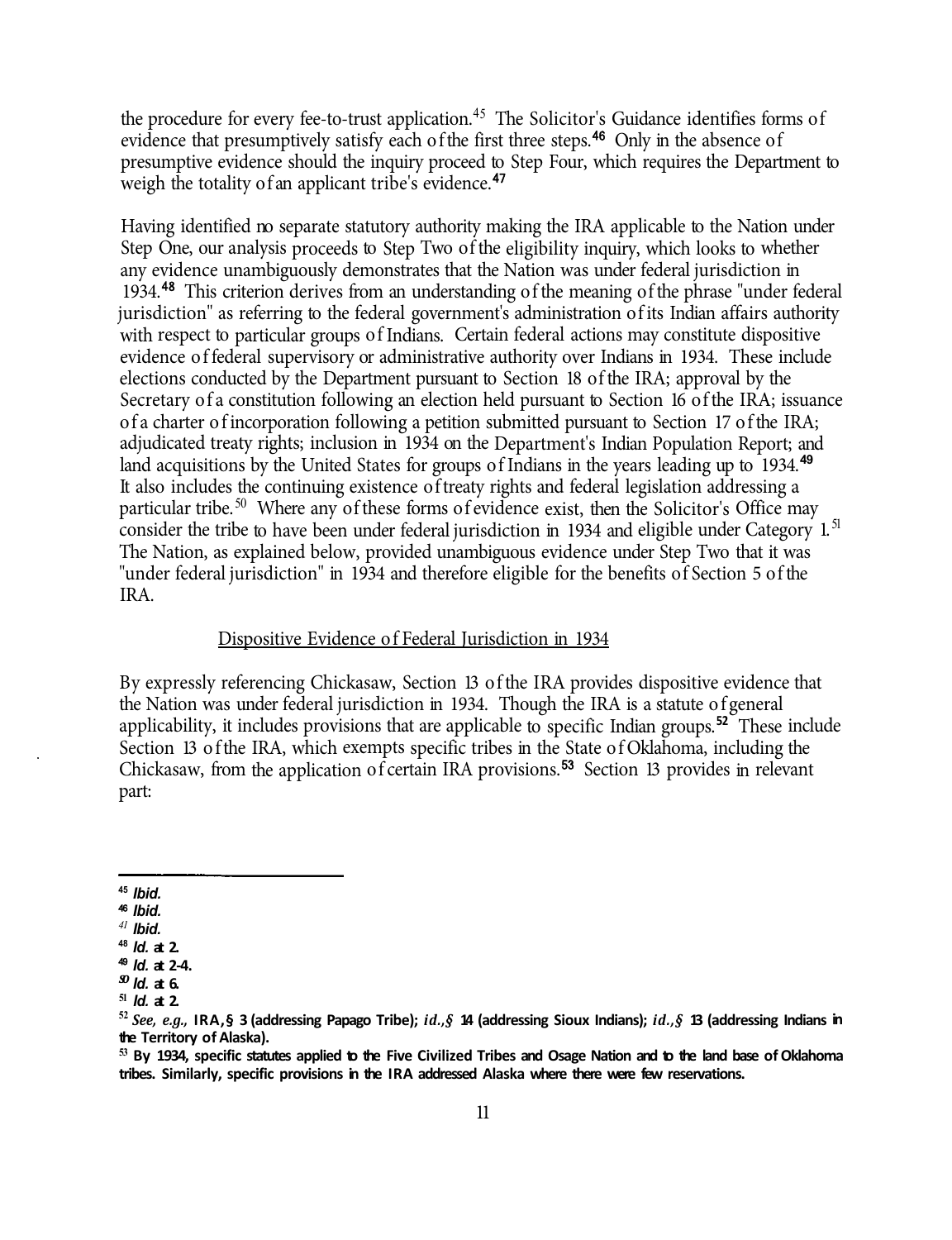the procedure for every fee-to-trust application.[45] The Solicitor's Guidance identifies forms of evidence that presumptively satisfy each of the first three steps.[46] Only in the absence of presumptive evidence should the inquiry proceed to Step Four, which requires the Department to weigh the totality of an applicant tribe's evidence.[47]

Having identified no separate statutory authority making the IRA applicable to the Nation under Step One, our analysis proceeds to Step Two of the eligibility inquiry, which looks to whether any evidence unambiguously demonstrates that the Nation was under federal jurisdiction in 1934.[48] This criterion derives from an understanding of the meaning of the phrase "under federal jurisdiction" as referring to the federal government's administration of its Indian affairs authority with respect to particular groups of Indians. Certain federal actions may constitute dispositive evidence of federal supervisory or administrative authority over Indians in 1934. These include elections conducted by the Department pursuant to Section 18 of the IRA; approval by the Secretary of a constitution following an election held pursuant to Section 16 of the IRA; issuance of a charter of incorporation following a petition submitted pursuant to Section 17 of the IRA; adjudicated treaty rights; inclusion in 1934 on the Department's Indian Population Report; and land acquisitions by the United States for groups of Indians in the years leading up to 1934.[49] It also includes the continuing existence of treaty rights and federal legislation addressing a particular tribe.[50] Where any of these forms of evidence exist, then the Solicitor's Office may consider the tribe to have been under federal jurisdiction in 1934 and eligible under Category 1.[51] The Nation, as explained below, provided unambiguous evidence under Step Two that it was "under federal jurisdiction" in 1934 and therefore eligible for the benefits of Section 5 of the IRA.

Dispositive Evidence of Federal Jurisdiction in 1934

By expressly referencing Chickasaw, Section 13 of the IRA provides dispositive evidence that the Nation was under federal jurisdiction in 1934. Though the IRA is a statute of general applicability, it includes provisions that are applicable to specific Indian groups.[52] These include Section 13 of the IRA, which exempts specific tribes in the State of Oklahoma, including the Chickasaw, from the application of certain IRA provisions.[53] Section 13 provides in relevant part:

---

[45] *Ibid.*

[46] *Ibid.*

[47] *Ibid.*

[48] *Id.* at 2.

[49] *Id.* at 2-4.

[50] *Id.* at 6.

[51] *Id.* at 2.

[52] *See, e.g.,* IRA, § 3 (addressing Papago Tribe); *id.*, § 14 (addressing Sioux Indians); *id.*, § 13 (addressing Indians in the Territory of Alaska).

[53] By 1934, specific statutes applied to the Five Civilized Tribes and Osage Nation and to the land base of Oklahoma tribes. Similarly, specific provisions in the IRA addressed Alaska where there were few reservations.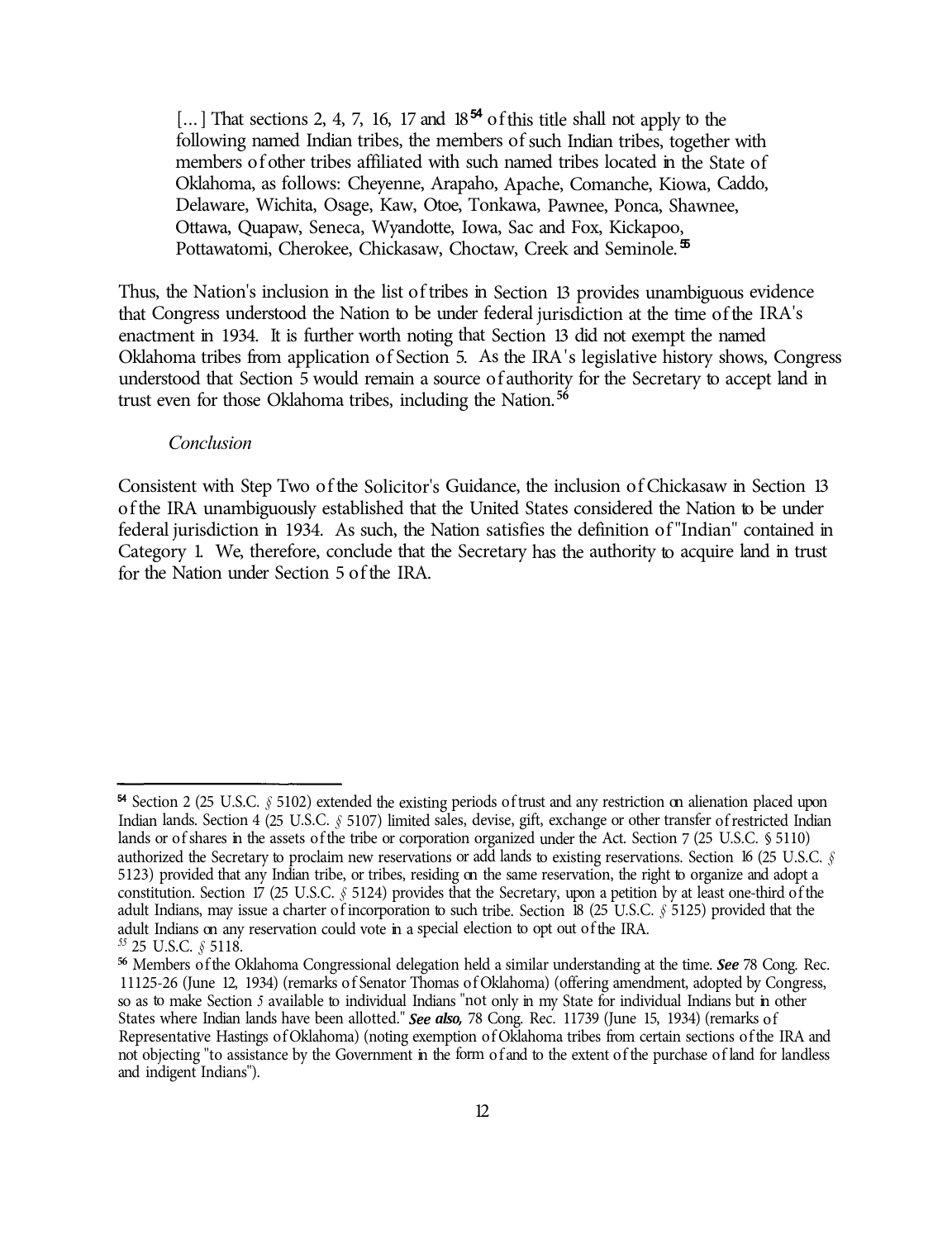> [...] That sections 2, 4, 7, 16, 17 and 18[54] of this title shall not apply to the following named Indian tribes, the members of such Indian tribes, together with members of other tribes affiliated with such named tribes located in the State of Oklahoma, as follows: Cheyenne, Arapaho, Apache, Comanche, Kiowa, Caddo, Delaware, Wichita, Osage, Kaw, Otoe, Tonkawa, Pawnee, Ponca, Shawnee, Ottawa, Quapaw, Seneca, Wyandotte, Iowa, Sac and Fox, Kickapoo, Pottawatomi, Cherokee, Chickasaw, Choctaw, Creek and Seminole.[55]

Thus, the Nation's inclusion in the list of tribes in Section 13 provides unambiguous evidence that Congress understood the Nation to be under federal jurisdiction at the time of the IRA's enactment in 1934. It is further worth noting that Section 13 did not exempt the named Oklahoma tribes from application of Section 5. As the IRA's legislative history shows, Congress understood that Section 5 would remain a source of authority for the Secretary to accept land in trust even for those Oklahoma tribes, including the Nation.[56]

*Conclusion*

Consistent with Step Two of the Solicitor's Guidance, the inclusion of Chickasaw in Section 13 of the IRA unambiguously established that the United States considered the Nation to be under federal jurisdiction in 1934. As such, the Nation satisfies the definition of "Indian" contained in Category 1. We, therefore, conclude that the Secretary has the authority to acquire land in trust for the Nation under Section 5 of the IRA.

---

[54] Section 2 (25 U.S.C. § 5102) extended the existing periods of trust and any restriction on alienation placed upon Indian lands. Section 4 (25 U.S.C. § 5107) limited sales, devise, gift, exchange or other transfer of restricted Indian lands or of shares in the assets of the tribe or corporation organized under the Act. Section 7 (25 U.S.C. § 5110) authorized the Secretary to proclaim new reservations or add lands to existing reservations. Section 16 (25 U.S.C. § 5123) provided that any Indian tribe, or tribes, residing on the same reservation, the right to organize and adopt a constitution. Section 17 (25 U.S.C. § 5124) provides that the Secretary, upon a petition by at least one-third of the adult Indians, may issue a charter of incorporation to such tribe. Section 18 (25 U.S.C. § 5125) provided that the adult Indians on any reservation could vote in a special election to opt out of the IRA.

[55] 25 U.S.C. § 5118.

[56] Members of the Oklahoma Congressional delegation held a similar understanding at the time. ***See*** 78 Cong. Rec. 11125-26 (June 12, 1934) (remarks of Senator Thomas of Oklahoma) (offering amendment, adopted by Congress, so as to make Section 5 available to individual Indians "not only in my State for individual Indians but in other States where Indian lands have been allotted." ***See also,*** 78 Cong. Rec. 11739 (June 15, 1934) (remarks of Representative Hastings of Oklahoma) (noting exemption of Oklahoma tribes from certain sections of the IRA and not objecting "to assistance by the Government in the form of and to the extent of the purchase of land for landless and indigent Indians").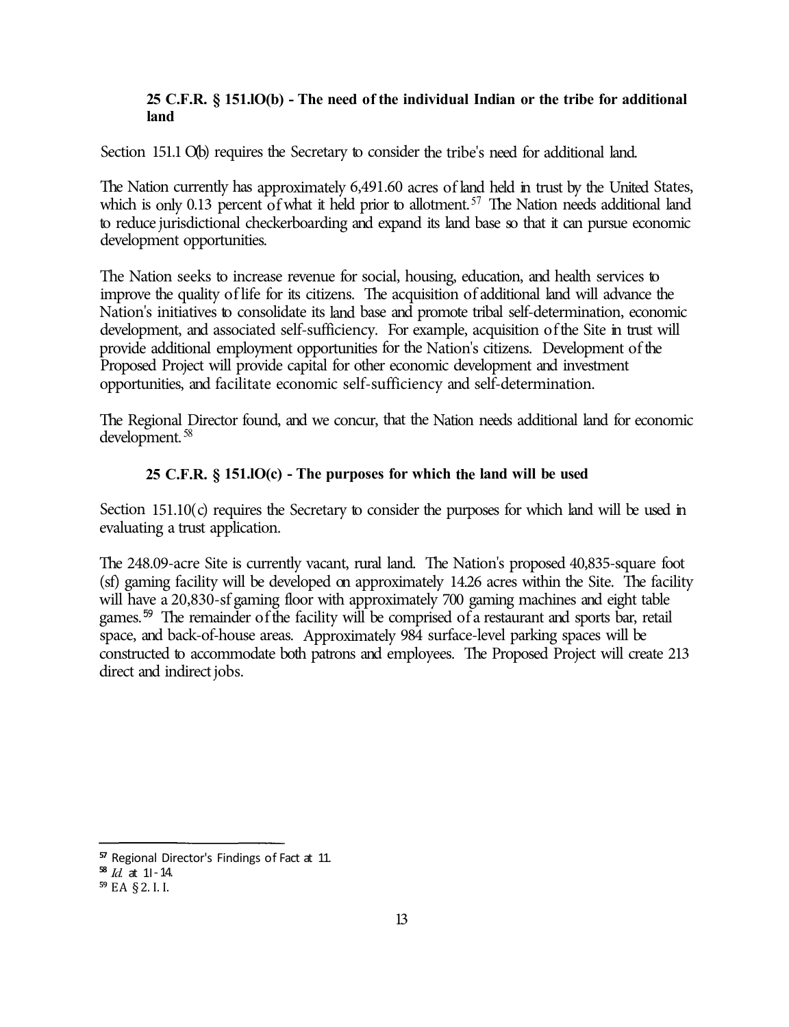**25 C.F.R. § 151.lO(b) - The need of the individual Indian or the tribe for additional land**

Section 151.1 O(b) requires the Secretary to consider the tribe's need for additional land.

The Nation currently has approximately 6,491.60 acres of land held in trust by the United States, which is only 0.13 percent of what it held prior to allotment.[57] The Nation needs additional land to reduce jurisdictional checkerboarding and expand its land base so that it can pursue economic development opportunities.

The Nation seeks to increase revenue for social, housing, education, and health services to improve the quality of life for its citizens. The acquisition of additional land will advance the Nation's initiatives to consolidate its land base and promote tribal self-determination, economic development, and associated self-sufficiency. For example, acquisition of the Site in trust will provide additional employment opportunities for the Nation's citizens. Development of the Proposed Project will provide capital for other economic development and investment opportunities, and facilitate economic self-sufficiency and self-determination.

The Regional Director found, and we concur, that the Nation needs additional land for economic development.[58]

**25 C.F.R. § 151.lO(c) - The purposes for which the land will be used**

Section 151.10(c) requires the Secretary to consider the purposes for which land will be used in evaluating a trust application.

The 248.09-acre Site is currently vacant, rural land. The Nation's proposed 40,835-square foot (sf) gaming facility will be developed on approximately 14.26 acres within the Site. The facility will have a 20,830-sf gaming floor with approximately 700 gaming machines and eight table games.[59] The remainder of the facility will be comprised of a restaurant and sports bar, retail space, and back-of-house areas. Approximately 984 surface-level parking spaces will be constructed to accommodate both patrons and employees. The Proposed Project will create 213 direct and indirect jobs.

---

[57] Regional Director's Findings of Fact at 11.

[58] *Id.* at 11-14.

[59] EA § 2. I. I.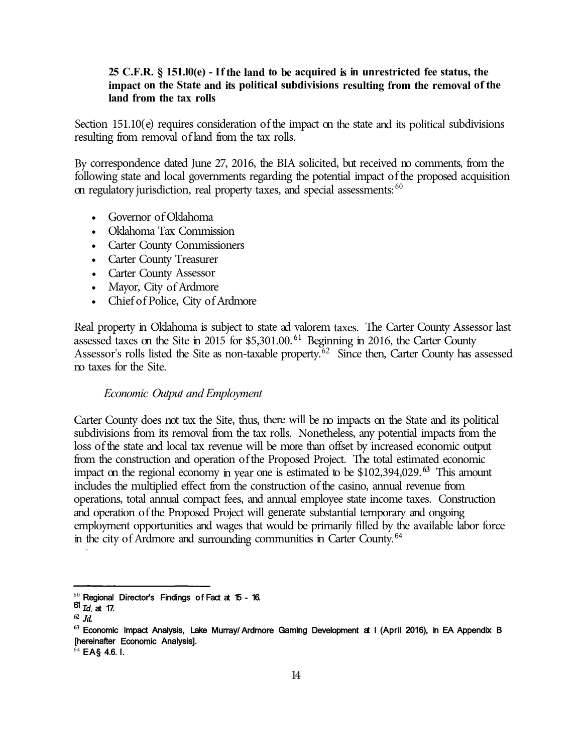**25 C.F.R. § 151.10(e) - If the land to be acquired is in unrestricted fee status, the impact on the State and its political subdivisions resulting from the removal of the land from the tax rolls**

Section 151.10(e) requires consideration of the impact on the state and its political subdivisions resulting from removal of land from the tax rolls.

By correspondence dated June 27, 2016, the BIA solicited, but received no comments, from the following state and local governments regarding the potential impact of the proposed acquisition on regulatory jurisdiction, real property taxes, and special assessments:[60]

- Governor of Oklahoma
- Oklahoma Tax Commission
- Carter County Commissioners
- Carter County Treasurer
- Carter County Assessor
- Mayor, City of Ardmore
- Chief of Police, City of Ardmore

Real property in Oklahoma is subject to state ad valorem taxes. The Carter County Assessor last assessed taxes on the Site in 2015 for $5,301.00.[61] Beginning in 2016, the Carter County Assessor's rolls listed the Site as non-taxable property.[62] Since then, Carter County has assessed no taxes for the Site.

*Economic Output and Employment*

Carter County does not tax the Site, thus, there will be no impacts on the State and its political subdivisions from its removal from the tax rolls. Nonetheless, any potential impacts from the loss of the state and local tax revenue will be more than offset by increased economic output from the construction and operation of the Proposed Project. The total estimated economic impact on the regional economy in year one is estimated to be $102,394,029.[63] This amount includes the multiplied effect from the construction of the casino, annual revenue from operations, total annual compact fees, and annual employee state income taxes. Construction and operation of the Proposed Project will generate substantial temporary and ongoing employment opportunities and wages that would be primarily filled by the available labor force in the city of Ardmore and surrounding communities in Carter County.[64]

---

[60] Regional Director's Findings of Fact at 15 - 16.

[61] *Id.* at 17.

[62] *Id.*

[63] Economic Impact Analysis, Lake Murray/Ardmore Gaming Development at I (April 2016), in EA Appendix B [hereinafter Economic Analysis].

[64] EA § 4.6. I.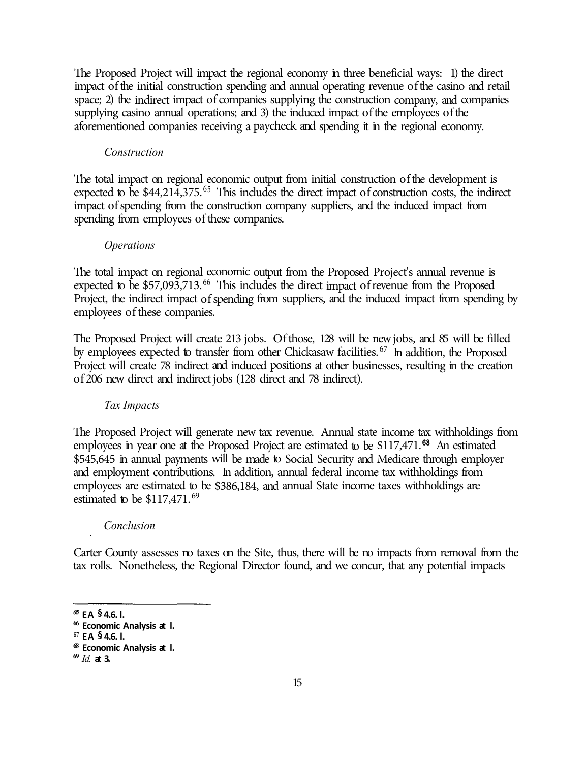The Proposed Project will impact the regional economy in three beneficial ways: 1) the direct impact of the initial construction spending and annual operating revenue of the casino and retail space; 2) the indirect impact of companies supplying the construction company, and companies supplying casino annual operations; and 3) the induced impact of the employees of the aforementioned companies receiving a paycheck and spending it in the regional economy.

*Construction*

The total impact on regional economic output from initial construction of the development is expected to be $44,214,375.[65] This includes the direct impact of construction costs, the indirect impact of spending from the construction company suppliers, and the induced impact from spending from employees of these companies.

*Operations*

The total impact on regional economic output from the Proposed Project's annual revenue is expected to be $57,093,713.[66] This includes the direct impact of revenue from the Proposed Project, the indirect impact of spending from suppliers, and the induced impact from spending by employees of these companies.

The Proposed Project will create 213 jobs. Of those, 128 will be new jobs, and 85 will be filled by employees expected to transfer from other Chickasaw facilities.[67] In addition, the Proposed Project will create 78 indirect and induced positions at other businesses, resulting in the creation of 206 new direct and indirect jobs (128 direct and 78 indirect).

*Tax Impacts*

The Proposed Project will generate new tax revenue. Annual state income tax withholdings from employees in year one at the Proposed Project are estimated to be $117,471.[68] An estimated $545,645 in annual payments will be made to Social Security and Medicare through employer and employment contributions. In addition, annual federal income tax withholdings from employees are estimated to be $386,184, and annual State income taxes withholdings are estimated to be $117,471.[69]

*Conclusion*

Carter County assesses no taxes on the Site, thus, there will be no impacts from removal from the tax rolls. Nonetheless, the Regional Director found, and we concur, that any potential impacts

---

[65] EA § 4.6.1.

[66] Economic Analysis at 1.

[67] EA § 4.6.1.

[68] Economic Analysis at 1.

[69] *Id.* at 3.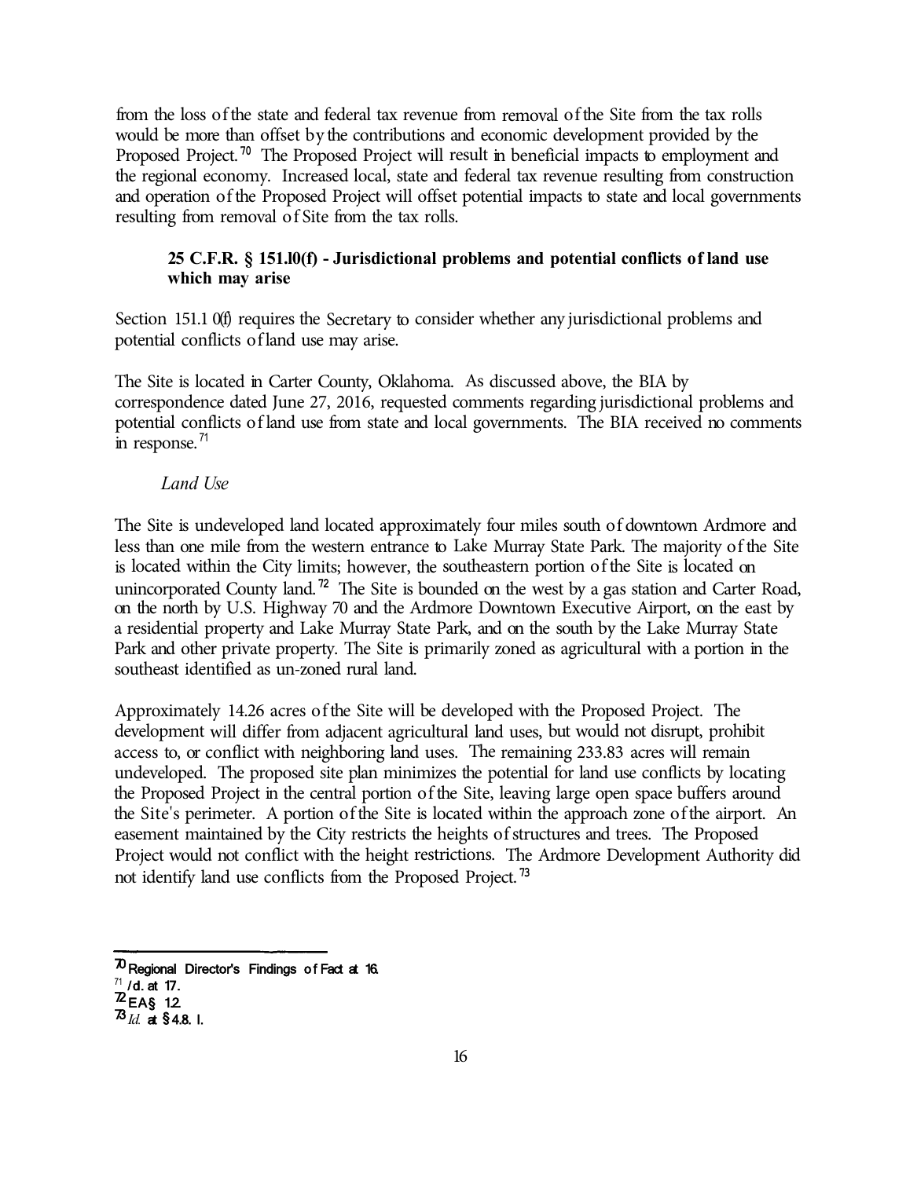from the loss of the state and federal tax revenue from removal of the Site from the tax rolls would be more than offset by the contributions and economic development provided by the Proposed Project.[70] The Proposed Project will result in beneficial impacts to employment and the regional economy. Increased local, state and federal tax revenue resulting from construction and operation of the Proposed Project will offset potential impacts to state and local governments resulting from removal of Site from the tax rolls.

**25 C.F.R. § 151.10(f) - Jurisdictional problems and potential conflicts of land use which may arise**

Section 151.10(f) requires the Secretary to consider whether any jurisdictional problems and potential conflicts of land use may arise.

The Site is located in Carter County, Oklahoma. As discussed above, the BIA by correspondence dated June 27, 2016, requested comments regarding jurisdictional problems and potential conflicts of land use from state and local governments. The BIA received no comments in response.[71]

*Land Use*

The Site is undeveloped land located approximately four miles south of downtown Ardmore and less than one mile from the western entrance to Lake Murray State Park. The majority of the Site is located within the City limits; however, the southeastern portion of the Site is located on unincorporated County land.[72] The Site is bounded on the west by a gas station and Carter Road, on the north by U.S. Highway 70 and the Ardmore Downtown Executive Airport, on the east by a residential property and Lake Murray State Park, and on the south by the Lake Murray State Park and other private property. The Site is primarily zoned as agricultural with a portion in the southeast identified as un-zoned rural land.

Approximately 14.26 acres of the Site will be developed with the Proposed Project. The development will differ from adjacent agricultural land uses, but would not disrupt, prohibit access to, or conflict with neighboring land uses. The remaining 233.83 acres will remain undeveloped. The proposed site plan minimizes the potential for land use conflicts by locating the Proposed Project in the central portion of the Site, leaving large open space buffers around the Site's perimeter. A portion of the Site is located within the approach zone of the airport. An easement maintained by the City restricts the heights of structures and trees. The Proposed Project would not conflict with the height restrictions. The Ardmore Development Authority did not identify land use conflicts from the Proposed Project.[73]

[70] Regional Director's Findings of Fact at 16.
[71] *Id.* at 17.
[72] EA § 1.2.
[73] *Id.* at § 4.8.1.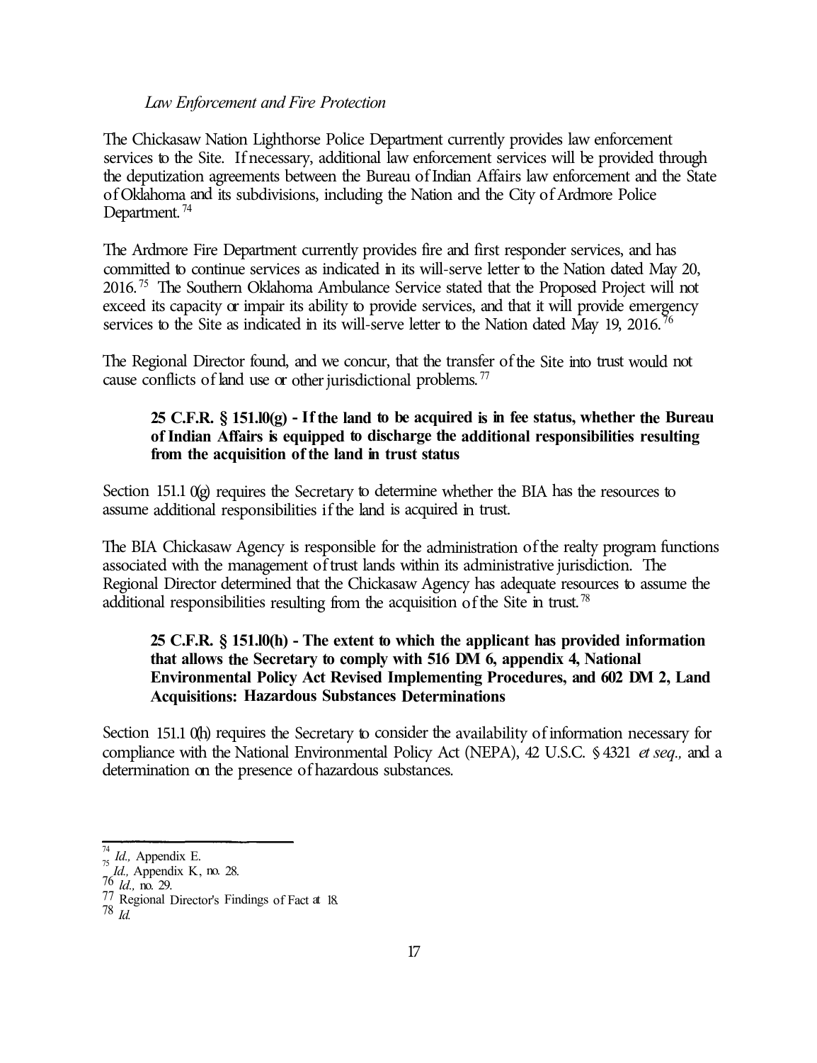*Law Enforcement and Fire Protection*

The Chickasaw Nation Lighthorse Police Department currently provides law enforcement services to the Site. If necessary, additional law enforcement services will be provided through the deputization agreements between the Bureau of Indian Affairs law enforcement and the State of Oklahoma and its subdivisions, including the Nation and the City of Ardmore Police Department.[74]

The Ardmore Fire Department currently provides fire and first responder services, and has committed to continue services as indicated in its will-serve letter to the Nation dated May 20, 2016.[75] The Southern Oklahoma Ambulance Service stated that the Proposed Project will not exceed its capacity or impair its ability to provide services, and that it will provide emergency services to the Site as indicated in its will-serve letter to the Nation dated May 19, 2016.[76]

The Regional Director found, and we concur, that the transfer of the Site into trust would not cause conflicts of land use or other jurisdictional problems.[77]

> **25 C.F.R. § 151.10(g) - If the land to be acquired is in fee status, whether the Bureau of Indian Affairs is equipped to discharge the additional responsibilities resulting from the acquisition of the land in trust status**

Section 151.10(g) requires the Secretary to determine whether the BIA has the resources to assume additional responsibilities if the land is acquired in trust.

The BIA Chickasaw Agency is responsible for the administration of the realty program functions associated with the management of trust lands within its administrative jurisdiction. The Regional Director determined that the Chickasaw Agency has adequate resources to assume the additional responsibilities resulting from the acquisition of the Site in trust.[78]

> **25 C.F.R. § 151.10(h) - The extent to which the applicant has provided information that allows the Secretary to comply with 516 DM 6, appendix 4, National Environmental Policy Act Revised Implementing Procedures, and 602 DM 2, Land Acquisitions: Hazardous Substances Determinations**

Section 151.10(h) requires the Secretary to consider the availability of information necessary for compliance with the National Environmental Policy Act (NEPA), 42 U.S.C. § 4321 *et seq.,* and a determination on the presence of hazardous substances.

---

[74] *Id.,* Appendix E.
[75] *Id.,* Appendix K, no. 28.
[76] *Id.,* no. 29.
[77] Regional Director's Findings of Fact at 18.
[78] *Id.*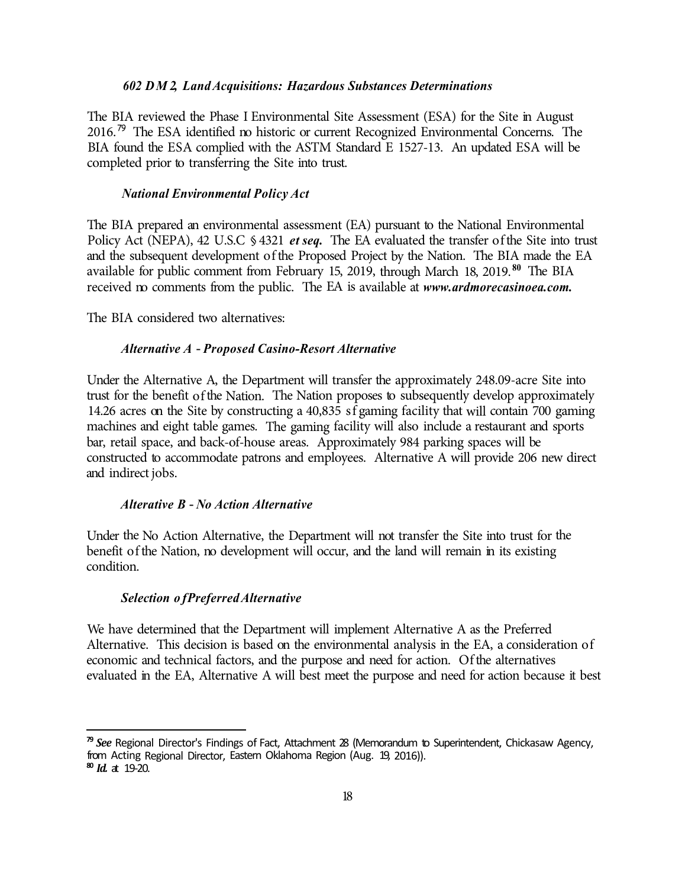#### *602 DM 2, Land Acquisitions: Hazardous Substances Determinations*

The BIA reviewed the Phase I Environmental Site Assessment (ESA) for the Site in August 2016.[79] The ESA identified no historic or current Recognized Environmental Concerns. The BIA found the ESA complied with the ASTM Standard E 1527-13. An updated ESA will be completed prior to transferring the Site into trust.

#### *National Environmental Policy Act*

The BIA prepared an environmental assessment (EA) pursuant to the National Environmental Policy Act (NEPA), 42 U.S.C § 4321 ***et seq.*** The EA evaluated the transfer of the Site into trust and the subsequent development of the Proposed Project by the Nation. The BIA made the EA available for public comment from February 15, 2019, through March 18, 2019.[80] The BIA received no comments from the public. The EA is available at ***www.ardmorecasinoea.com.***

The BIA considered two alternatives:

#### *Alternative A - Proposed Casino-Resort Alternative*

Under the Alternative A, the Department will transfer the approximately 248.09-acre Site into trust for the benefit of the Nation. The Nation proposes to subsequently develop approximately 14.26 acres on the Site by constructing a 40,835 sf gaming facility that will contain 700 gaming machines and eight table games. The gaming facility will also include a restaurant and sports bar, retail space, and back-of-house areas. Approximately 984 parking spaces will be constructed to accommodate patrons and employees. Alternative A will provide 206 new direct and indirect jobs.

#### *Alterative B - No Action Alternative*

Under the No Action Alternative, the Department will not transfer the Site into trust for the benefit of the Nation, no development will occur, and the land will remain in its existing condition.

#### *Selection of Preferred Alternative*

We have determined that the Department will implement Alternative A as the Preferred Alternative. This decision is based on the environmental analysis in the EA, a consideration of economic and technical factors, and the purpose and need for action. Of the alternatives evaluated in the EA, Alternative A will best meet the purpose and need for action because it best

---

[79] ***See*** Regional Director's Findings of Fact, Attachment 28 (Memorandum to Superintendent, Chickasaw Agency, from Acting Regional Director, Eastern Oklahoma Region (Aug. 19, 2016)).

[80] ***Id.*** at 19-20.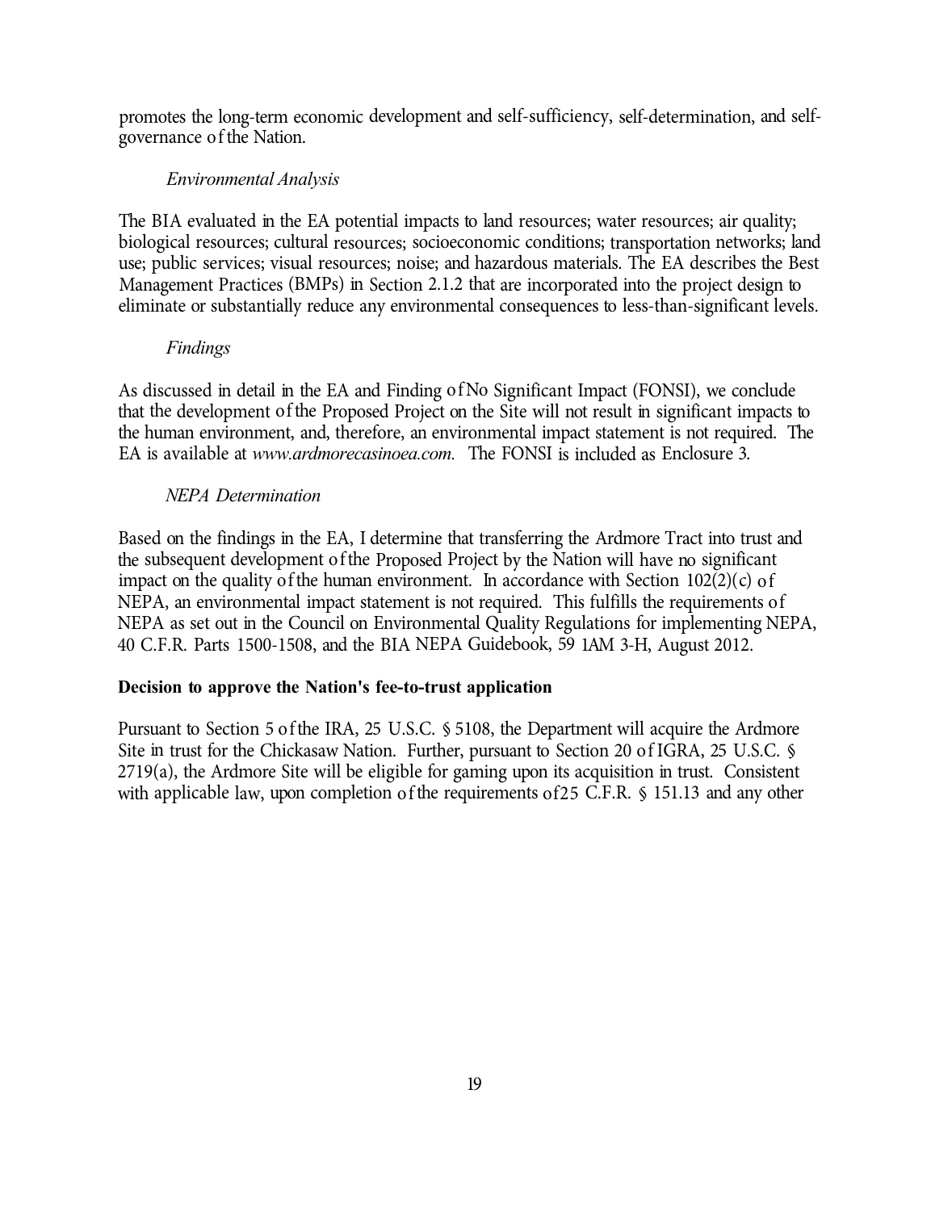promotes the long-term economic development and self-sufficiency, self-determination, and self-governance of the Nation.

*Environmental Analysis*

The BIA evaluated in the EA potential impacts to land resources; water resources; air quality; biological resources; cultural resources; socioeconomic conditions; transportation networks; land use; public services; visual resources; noise; and hazardous materials. The EA describes the Best Management Practices (BMPs) in Section 2.1.2 that are incorporated into the project design to eliminate or substantially reduce any environmental consequences to less-than-significant levels.

*Findings*

As discussed in detail in the EA and Finding of No Significant Impact (FONSI), we conclude that the development of the Proposed Project on the Site will not result in significant impacts to the human environment, and, therefore, an environmental impact statement is not required. The EA is available at *www.ardmorecasinoea.com.* The FONSI is included as Enclosure 3.

*NEPA Determination*

Based on the findings in the EA, I determine that transferring the Ardmore Tract into trust and the subsequent development of the Proposed Project by the Nation will have no significant impact on the quality of the human environment. In accordance with Section 102(2)(c) of NEPA, an environmental impact statement is not required. This fulfills the requirements of NEPA as set out in the Council on Environmental Quality Regulations for implementing NEPA, 40 C.F.R. Parts 1500-1508, and the BIA NEPA Guidebook, 59 1AM 3-H, August 2012.

**Decision to approve the Nation's fee-to-trust application**

Pursuant to Section 5 of the IRA, 25 U.S.C. § 5108, the Department will acquire the Ardmore Site in trust for the Chickasaw Nation. Further, pursuant to Section 20 of IGRA, 25 U.S.C. § 2719(a), the Ardmore Site will be eligible for gaming upon its acquisition in trust. Consistent with applicable law, upon completion of the requirements of 25 C.F.R. § 151.13 and any other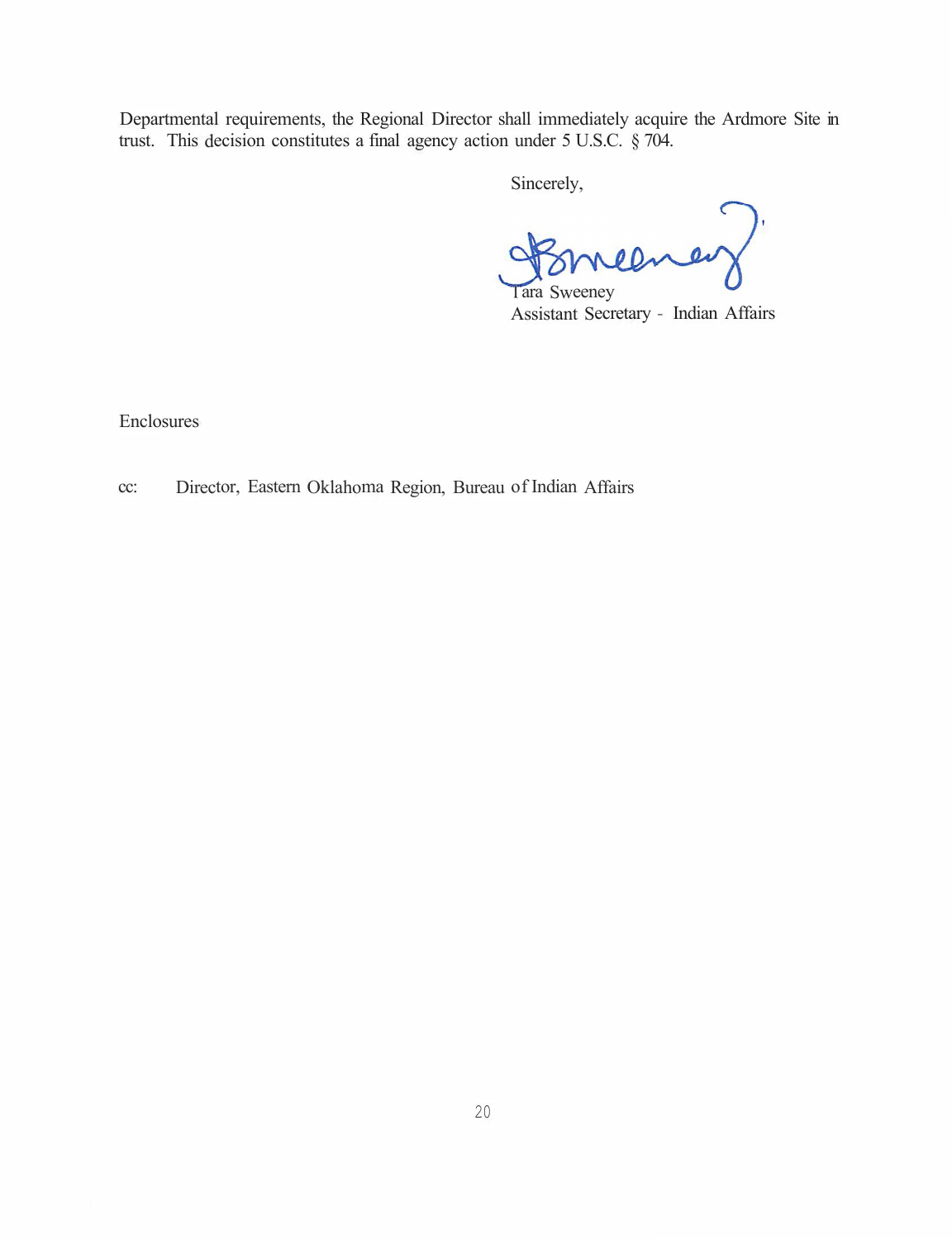Departmental requirements, the Regional Director shall immediately acquire the Ardmore Site in trust. This decision constitutes a final agency action under 5 U.S.C. § 704.

Sincerely,

Tara Sweeney
Assistant Secretary - Indian Affairs

Enclosures

cc: Director, Eastern Oklahoma Region, Bureau of Indian Affairs